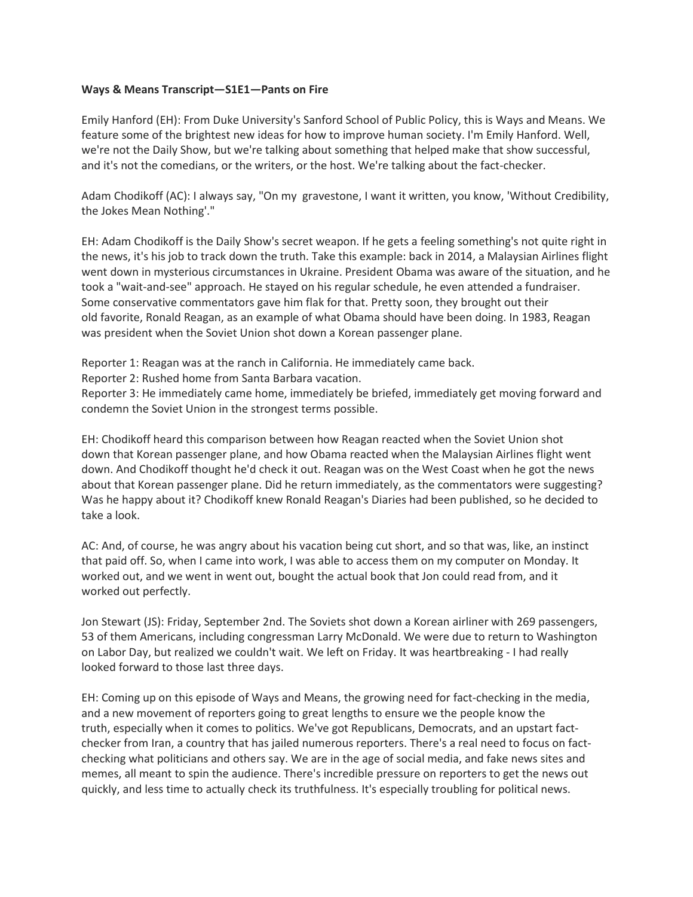**Ways & Means Transcript—S1E1—Pants on Fire**

Emily Hanford (EH): From Duke University's Sanford School of Public Policy, this is Ways and Means. We feature some of the brightest new ideas for how to improve human society. I'm Emily Hanford. Well, we're not the Daily Show, but we're talking about something that helped make that show successful, and it's not the comedians, or the writers, or the host. We're talking about the fact-checker.

Adam Chodikoff (AC): I always say, "On my gravestone, I want it written, you know, 'Without Credibility, the Jokes Mean Nothing'."

EH: Adam Chodikoff is the Daily Show's secret weapon. If he gets a feeling something's not quite right in the news, it's his job to track down the truth. Take this example: back in 2014, a Malaysian Airlines flight went down in mysterious circumstances in Ukraine. President Obama was aware of the situation, and he took a "wait-and-see" approach. He stayed on his regular schedule, he even attended a fundraiser. Some conservative commentators gave him flak for that. Pretty soon, they brought out their old favorite, Ronald Reagan, as an example of what Obama should have been doing. In 1983, Reagan was president when the Soviet Union shot down a Korean passenger plane.

Reporter 1: Reagan was at the ranch in California. He immediately came back.
Reporter 2: Rushed home from Santa Barbara vacation.
Reporter 3: He immediately came home, immediately be briefed, immediately get moving forward and condemn the Soviet Union in the strongest terms possible.

EH: Chodikoff heard this comparison between how Reagan reacted when the Soviet Union shot down that Korean passenger plane, and how Obama reacted when the Malaysian Airlines flight went down. And Chodikoff thought he'd check it out. Reagan was on the West Coast when he got the news about that Korean passenger plane. Did he return immediately, as the commentators were suggesting? Was he happy about it? Chodikoff knew Ronald Reagan's Diaries had been published, so he decided to take a look.

AC: And, of course, he was angry about his vacation being cut short, and so that was, like, an instinct that paid off. So, when I came into work, I was able to access them on my computer on Monday. It worked out, and we went in went out, bought the actual book that Jon could read from, and it worked out perfectly.

Jon Stewart (JS): Friday, September 2nd. The Soviets shot down a Korean airliner with 269 passengers, 53 of them Americans, including congressman Larry McDonald. We were due to return to Washington on Labor Day, but realized we couldn't wait. We left on Friday. It was heartbreaking - I had really looked forward to those last three days.

EH: Coming up on this episode of Ways and Means, the growing need for fact-checking in the media, and a new movement of reporters going to great lengths to ensure we the people know the truth, especially when it comes to politics. We've got Republicans, Democrats, and an upstart fact-checker from Iran, a country that has jailed numerous reporters. There's a real need to focus on fact-checking what politicians and others say. We are in the age of social media, and fake news sites and memes, all meant to spin the audience. There's incredible pressure on reporters to get the news out quickly, and less time to actually check its truthfulness. It's especially troubling for political news.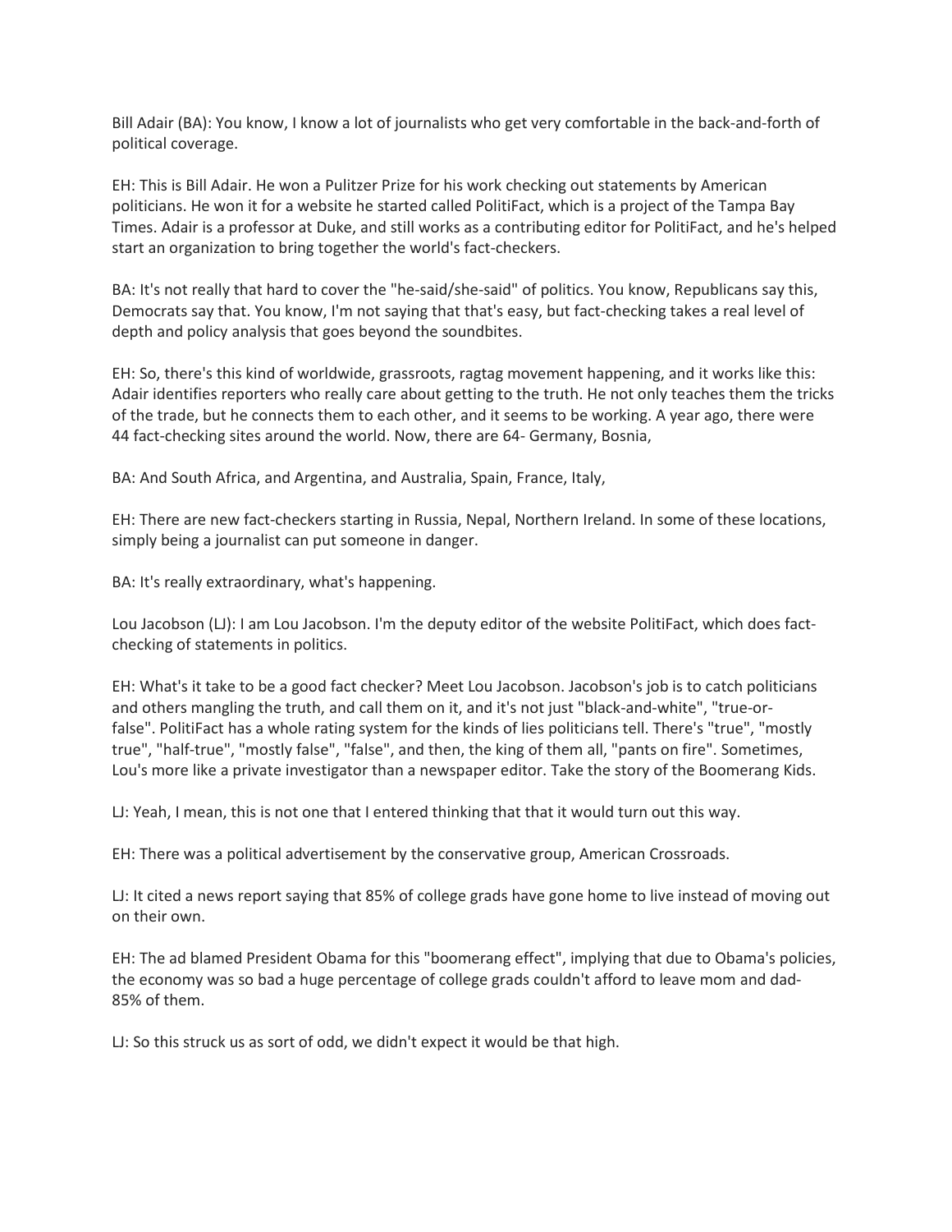Bill Adair (BA): You know, I know a lot of journalists who get very comfortable in the back-and-forth of political coverage.

EH: This is Bill Adair. He won a Pulitzer Prize for his work checking out statements by American politicians. He won it for a website he started called PolitiFact, which is a project of the Tampa Bay Times. Adair is a professor at Duke, and still works as a contributing editor for PolitiFact, and he's helped start an organization to bring together the world's fact-checkers.

BA: It's not really that hard to cover the "he-said/she-said" of politics. You know, Republicans say this, Democrats say that. You know, I'm not saying that that's easy, but fact-checking takes a real level of depth and policy analysis that goes beyond the soundbites.

EH: So, there's this kind of worldwide, grassroots, ragtag movement happening, and it works like this: Adair identifies reporters who really care about getting to the truth. He not only teaches them the tricks of the trade, but he connects them to each other, and it seems to be working. A year ago, there were 44 fact-checking sites around the world. Now, there are 64- Germany, Bosnia,

BA: And South Africa, and Argentina, and Australia, Spain, France, Italy,

EH: There are new fact-checkers starting in Russia, Nepal, Northern Ireland. In some of these locations, simply being a journalist can put someone in danger.

BA: It's really extraordinary, what's happening.

Lou Jacobson (LJ): I am Lou Jacobson. I'm the deputy editor of the website PolitiFact, which does fact-checking of statements in politics.

EH: What's it take to be a good fact checker? Meet Lou Jacobson. Jacobson's job is to catch politicians and others mangling the truth, and call them on it, and it's not just "black-and-white", "true-or-false". PolitiFact has a whole rating system for the kinds of lies politicians tell. There's "true", "mostly true", "half-true", "mostly false", "false", and then, the king of them all, "pants on fire". Sometimes, Lou's more like a private investigator than a newspaper editor. Take the story of the Boomerang Kids.

LJ: Yeah, I mean, this is not one that I entered thinking that that it would turn out this way.

EH: There was a political advertisement by the conservative group, American Crossroads.

LJ: It cited a news report saying that 85% of college grads have gone home to live instead of moving out on their own.

EH: The ad blamed President Obama for this "boomerang effect", implying that due to Obama's policies, the economy was so bad a huge percentage of college grads couldn't afford to leave mom and dad- 85% of them.

LJ: So this struck us as sort of odd, we didn't expect it would be that high.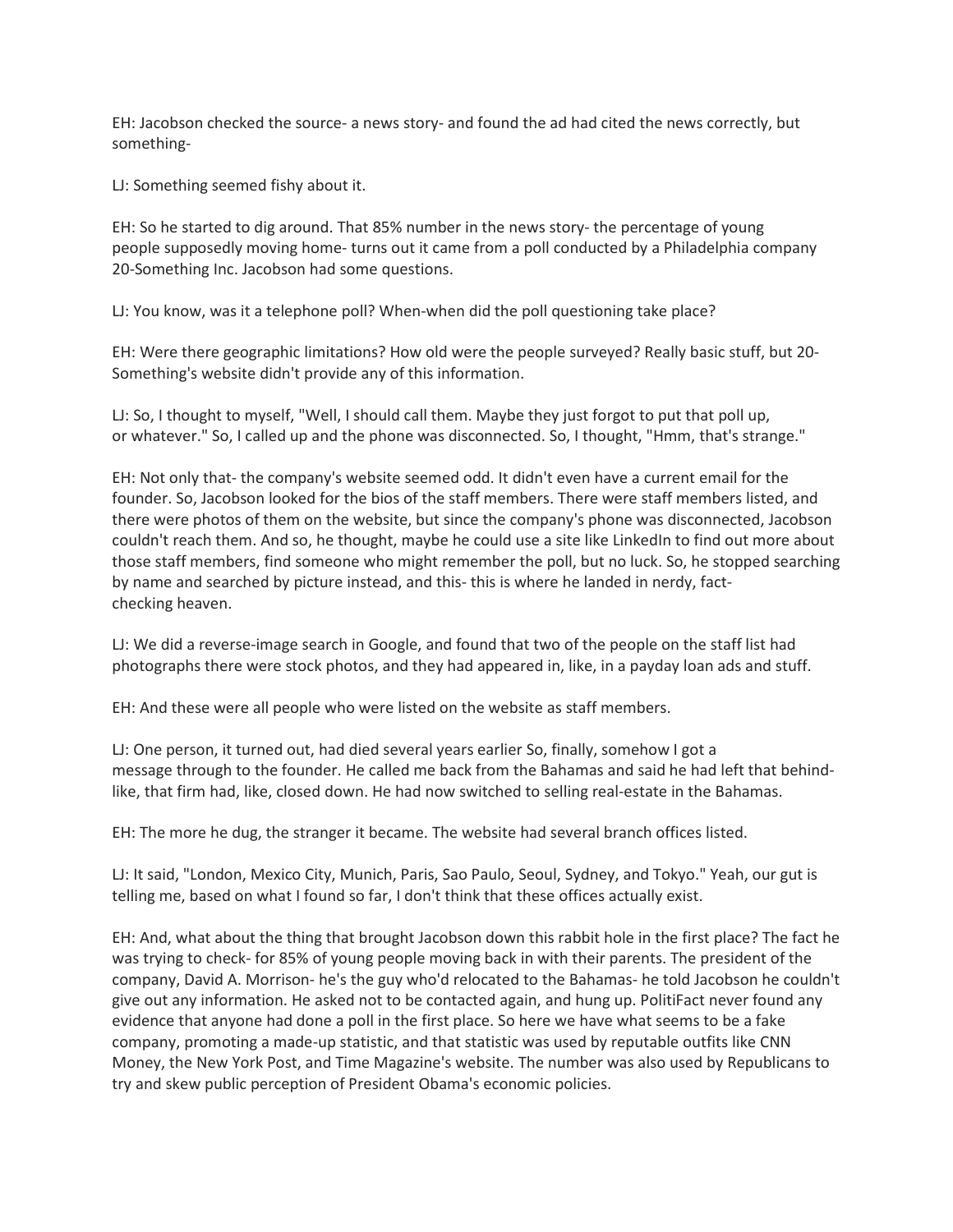EH: Jacobson checked the source- a news story- and found the ad had cited the news correctly, but something-

LJ: Something seemed fishy about it.

EH: So he started to dig around. That 85% number in the news story- the percentage of young people supposedly moving home- turns out it came from a poll conducted by a Philadelphia company 20-Something Inc. Jacobson had some questions.

LJ: You know, was it a telephone poll? When-when did the poll questioning take place?

EH: Were there geographic limitations? How old were the people surveyed? Really basic stuff, but 20-Something's website didn't provide any of this information.

LJ: So, I thought to myself, "Well, I should call them. Maybe they just forgot to put that poll up, or whatever." So, I called up and the phone was disconnected. So, I thought, "Hmm, that's strange."

EH: Not only that- the company's website seemed odd. It didn't even have a current email for the founder. So, Jacobson looked for the bios of the staff members. There were staff members listed, and there were photos of them on the website, but since the company's phone was disconnected, Jacobson couldn't reach them. And so, he thought, maybe he could use a site like LinkedIn to find out more about those staff members, find someone who might remember the poll, but no luck. So, he stopped searching by name and searched by picture instead, and this- this is where he landed in nerdy, fact-checking heaven.

LJ: We did a reverse-image search in Google, and found that two of the people on the staff list had photographs there were stock photos, and they had appeared in, like, in a payday loan ads and stuff.

EH: And these were all people who were listed on the website as staff members.

LJ: One person, it turned out, had died several years earlier So, finally, somehow I got a message through to the founder. He called me back from the Bahamas and said he had left that behind- like, that firm had, like, closed down. He had now switched to selling real-estate in the Bahamas.

EH: The more he dug, the stranger it became. The website had several branch offices listed.

LJ: It said, "London, Mexico City, Munich, Paris, Sao Paulo, Seoul, Sydney, and Tokyo." Yeah, our gut is telling me, based on what I found so far, I don't think that these offices actually exist.

EH: And, what about the thing that brought Jacobson down this rabbit hole in the first place? The fact he was trying to check- for 85% of young people moving back in with their parents. The president of the company, David A. Morrison- he's the guy who'd relocated to the Bahamas- he told Jacobson he couldn't give out any information. He asked not to be contacted again, and hung up. PolitiFact never found any evidence that anyone had done a poll in the first place. So here we have what seems to be a fake company, promoting a made-up statistic, and that statistic was used by reputable outfits like CNN Money, the New York Post, and Time Magazine's website. The number was also used by Republicans to try and skew public perception of President Obama's economic policies.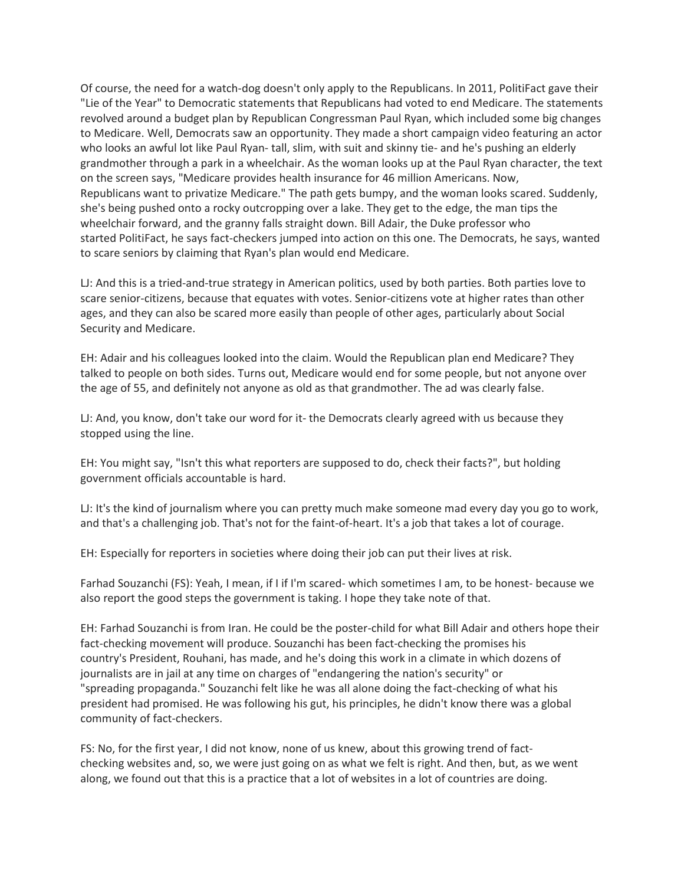Of course, the need for a watch-dog doesn't only apply to the Republicans. In 2011, PolitiFact gave their "Lie of the Year" to Democratic statements that Republicans had voted to end Medicare. The statements revolved around a budget plan by Republican Congressman Paul Ryan, which included some big changes to Medicare. Well, Democrats saw an opportunity. They made a short campaign video featuring an actor who looks an awful lot like Paul Ryan- tall, slim, with suit and skinny tie- and he's pushing an elderly grandmother through a park in a wheelchair. As the woman looks up at the Paul Ryan character, the text on the screen says, "Medicare provides health insurance for 46 million Americans. Now, Republicans want to privatize Medicare." The path gets bumpy, and the woman looks scared. Suddenly, she's being pushed onto a rocky outcropping over a lake. They get to the edge, the man tips the wheelchair forward, and the granny falls straight down. Bill Adair, the Duke professor who started PolitiFact, he says fact-checkers jumped into action on this one. The Democrats, he says, wanted to scare seniors by claiming that Ryan's plan would end Medicare.

LJ: And this is a tried-and-true strategy in American politics, used by both parties. Both parties love to scare senior-citizens, because that equates with votes. Senior-citizens vote at higher rates than other ages, and they can also be scared more easily than people of other ages, particularly about Social Security and Medicare.

EH: Adair and his colleagues looked into the claim. Would the Republican plan end Medicare? They talked to people on both sides. Turns out, Medicare would end for some people, but not anyone over the age of 55, and definitely not anyone as old as that grandmother. The ad was clearly false.

LJ: And, you know, don't take our word for it- the Democrats clearly agreed with us because they stopped using the line.

EH: You might say, "Isn't this what reporters are supposed to do, check their facts?", but holding government officials accountable is hard.

LJ: It's the kind of journalism where you can pretty much make someone mad every day you go to work, and that's a challenging job. That's not for the faint-of-heart. It's a job that takes a lot of courage.

EH: Especially for reporters in societies where doing their job can put their lives at risk.

Farhad Souzanchi (FS): Yeah, I mean, if I if I'm scared- which sometimes I am, to be honest- because we also report the good steps the government is taking. I hope they take note of that.

EH: Farhad Souzanchi is from Iran. He could be the poster-child for what Bill Adair and others hope their fact-checking movement will produce. Souzanchi has been fact-checking the promises his country's President, Rouhani, has made, and he's doing this work in a climate in which dozens of journalists are in jail at any time on charges of "endangering the nation's security" or "spreading propaganda." Souzanchi felt like he was all alone doing the fact-checking of what his president had promised. He was following his gut, his principles, he didn't know there was a global community of fact-checkers.

FS: No, for the first year, I did not know, none of us knew, about this growing trend of fact-checking websites and, so, we were just going on as what we felt is right. And then, but, as we went along, we found out that this is a practice that a lot of websites in a lot of countries are doing.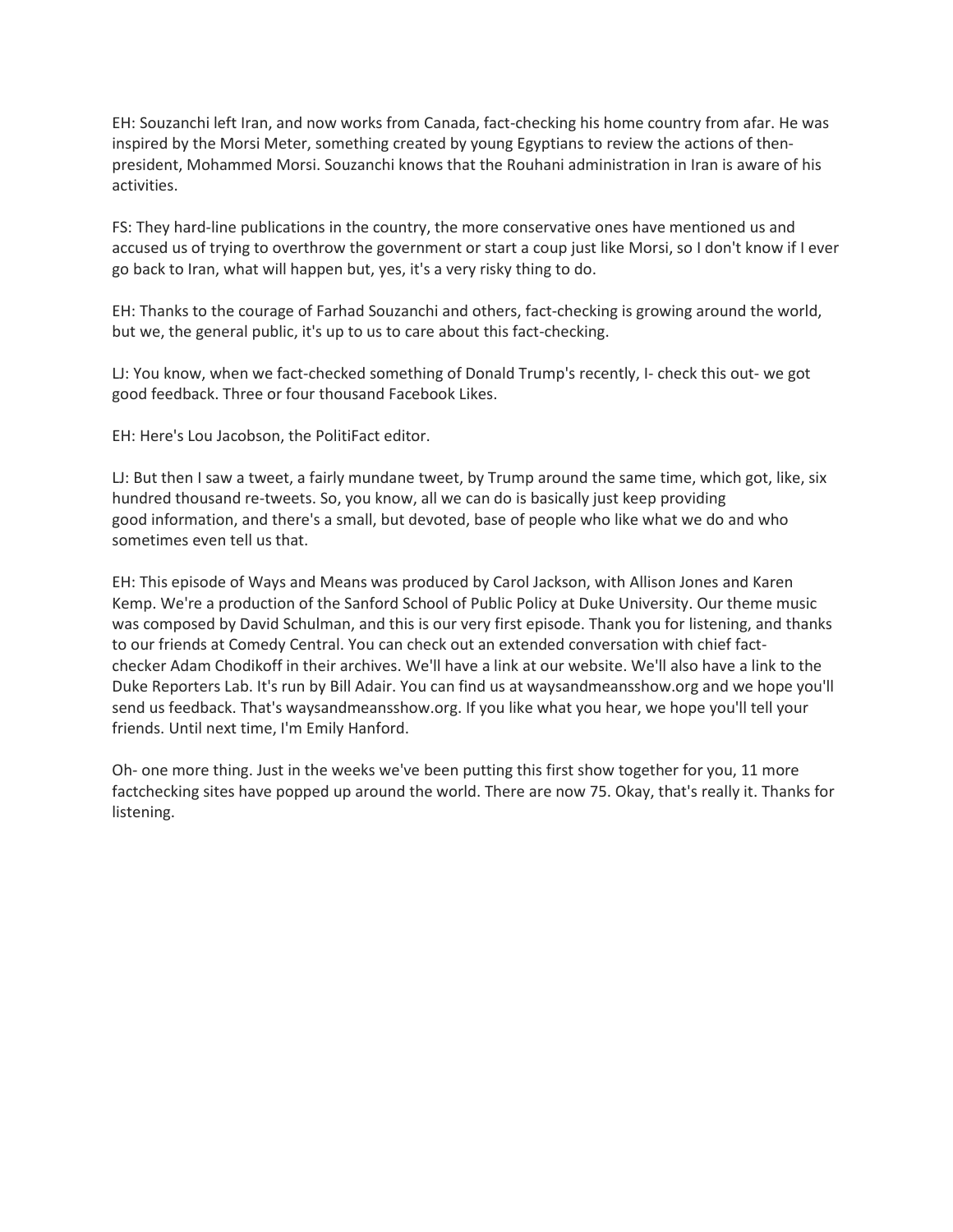EH: Souzanchi left Iran, and now works from Canada, fact-checking his home country from afar. He was inspired by the Morsi Meter, something created by young Egyptians to review the actions of then-president, Mohammed Morsi. Souzanchi knows that the Rouhani administration in Iran is aware of his activities.

FS: They hard-line publications in the country, the more conservative ones have mentioned us and accused us of trying to overthrow the government or start a coup just like Morsi, so I don't know if I ever go back to Iran, what will happen but, yes, it's a very risky thing to do.

EH: Thanks to the courage of Farhad Souzanchi and others, fact-checking is growing around the world, but we, the general public, it's up to us to care about this fact-checking.

LJ: You know, when we fact-checked something of Donald Trump's recently, I- check this out- we got good feedback. Three or four thousand Facebook Likes.

EH: Here's Lou Jacobson, the PolitiFact editor.

LJ: But then I saw a tweet, a fairly mundane tweet, by Trump around the same time, which got, like, six hundred thousand re-tweets. So, you know, all we can do is basically just keep providing good information, and there's a small, but devoted, base of people who like what we do and who sometimes even tell us that.

EH: This episode of Ways and Means was produced by Carol Jackson, with Allison Jones and Karen Kemp. We're a production of the Sanford School of Public Policy at Duke University. Our theme music was composed by David Schulman, and this is our very first episode. Thank you for listening, and thanks to our friends at Comedy Central. You can check out an extended conversation with chief fact-checker Adam Chodikoff in their archives. We'll have a link at our website. We'll also have a link to the Duke Reporters Lab. It's run by Bill Adair. You can find us at waysandmeansshow.org and we hope you'll send us feedback. That's waysandmeansshow.org. If you like what you hear, we hope you'll tell your friends. Until next time, I'm Emily Hanford.

Oh- one more thing. Just in the weeks we've been putting this first show together for you, 11 more factchecking sites have popped up around the world. There are now 75. Okay, that's really it. Thanks for listening.